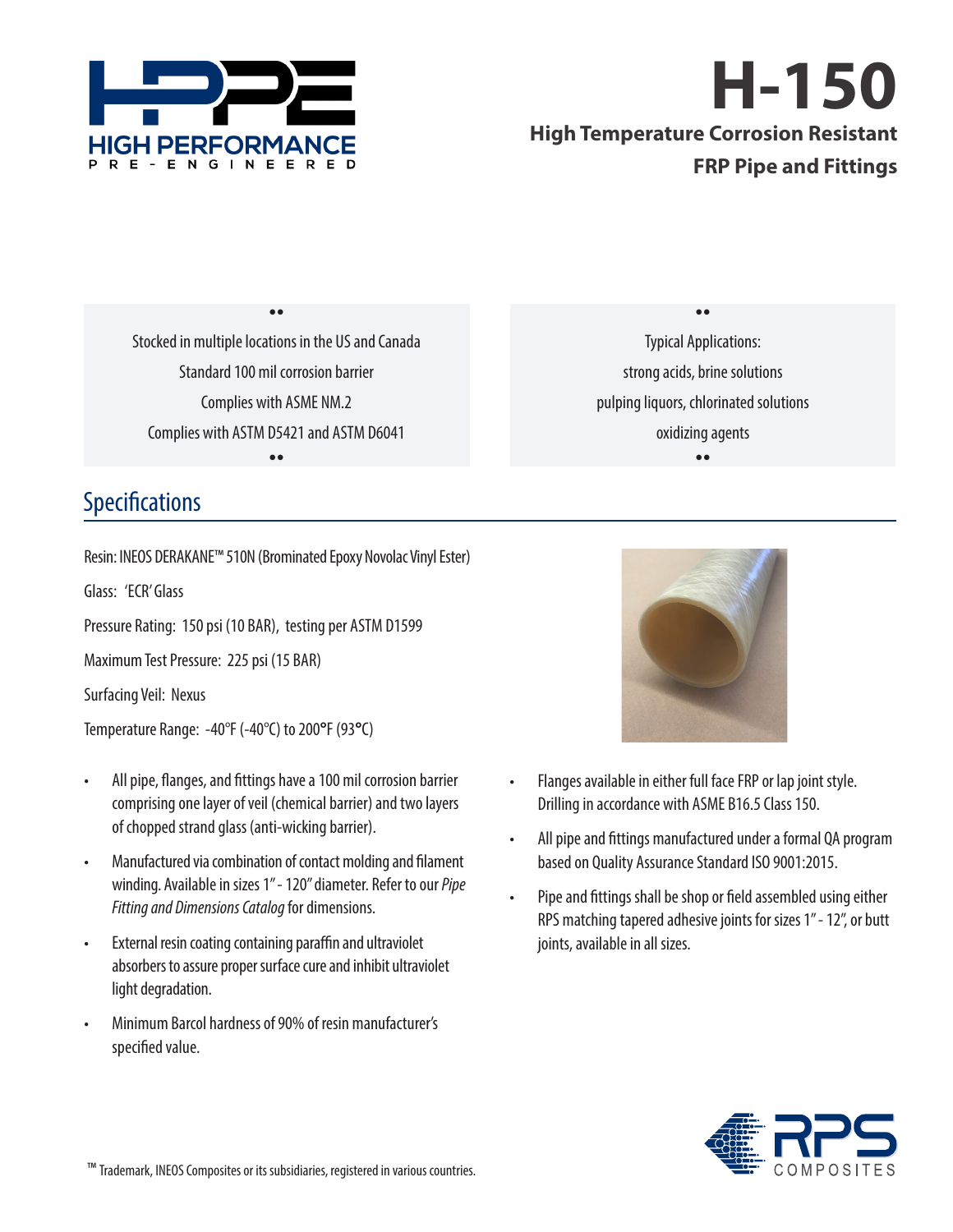HIGH PERFORMANCE PRE-ENGINEERED

# H-150

**High Temperature Corrosion Resistant FRP Pipe and Fittings**

Stocked in multiple locations in the US and Canada
Standard 100 mil corrosion barrier
Complies with ASME NM.2
Complies with ASTM D5421 and ASTM D6041

Typical Applications:
strong acids, brine solutions
pulping liquors, chlorinated solutions
oxidizing agents

## Specifications

Resin: INEOS DERAKANE™ 510N (Brominated Epoxy Novolac Vinyl Ester)

Glass: 'ECR' Glass

Pressure Rating: 150 psi (10 BAR), testing per ASTM D1599

Maximum Test Pressure: 225 psi (15 BAR)

Surfacing Veil: Nexus

Temperature Range: -40°F (-40°C) to 200°F (93°C)

- All pipe, flanges, and fittings have a 100 mil corrosion barrier comprising one layer of veil (chemical barrier) and two layers of chopped strand glass (anti-wicking barrier).
- Manufactured via combination of contact molding and filament winding. Available in sizes 1" - 120" diameter. Refer to our *Pipe Fitting and Dimensions Catalog* for dimensions.
- External resin coating containing paraffin and ultraviolet absorbers to assure proper surface cure and inhibit ultraviolet light degradation.
- Minimum Barcol hardness of 90% of resin manufacturer's specified value.
- Flanges available in either full face FRP or lap joint style. Drilling in accordance with ASME B16.5 Class 150.
- All pipe and fittings manufactured under a formal QA program based on Quality Assurance Standard ISO 9001:2015.
- Pipe and fittings shall be shop or field assembled using either RPS matching tapered adhesive joints for sizes 1" - 12", or butt joints, available in all sizes.

™ Trademark, INEOS Composites or its subsidiaries, registered in various countries.

RPS COMPOSITES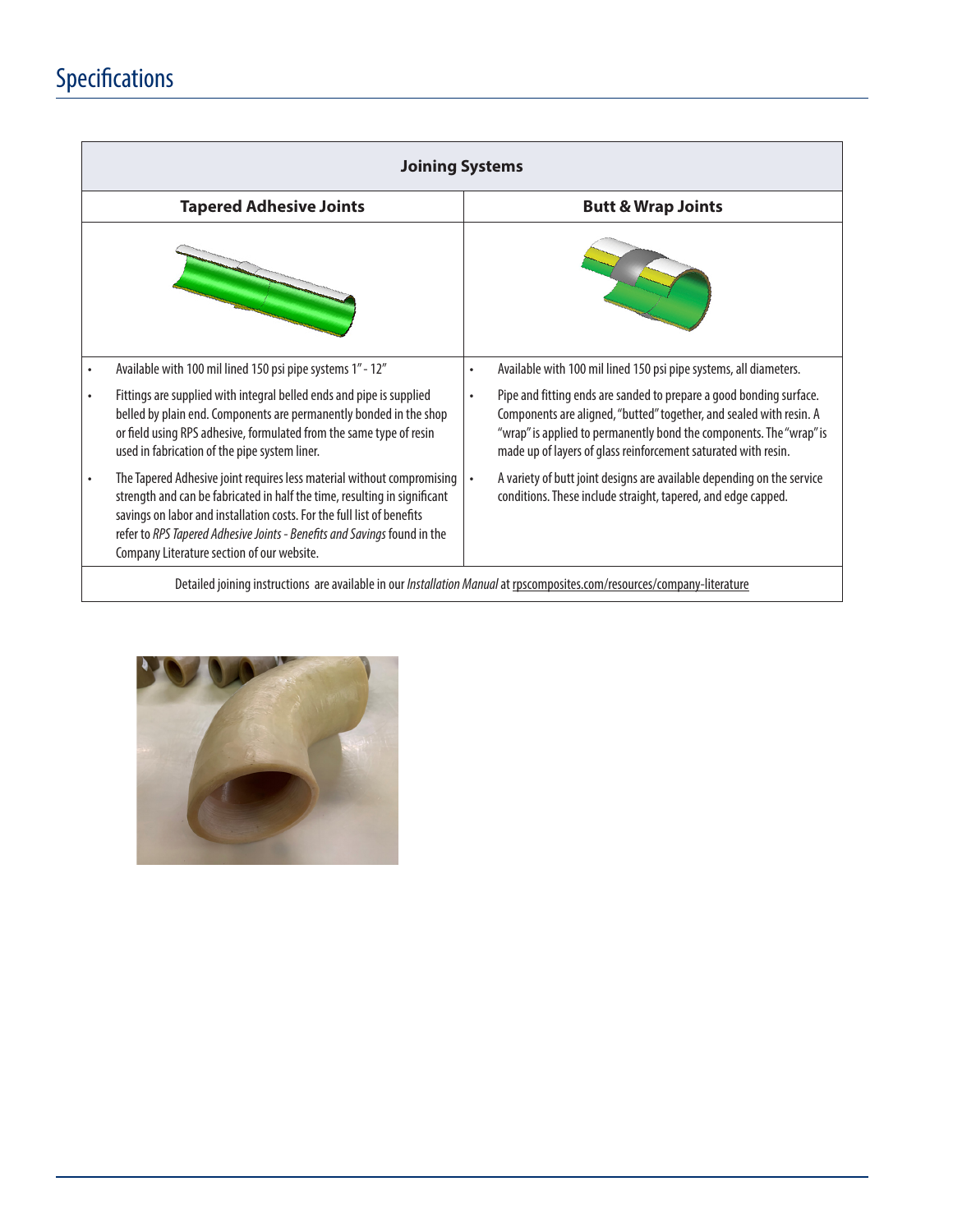# Specifications

| Joining Systems | |
|---|---|
| **Tapered Adhesive Joints** | **Butt & Wrap Joints** |
| • Available with 100 mil lined 150 psi pipe systems 1" - 12"<br>• Fittings are supplied with integral belled ends and pipe is supplied belled by plain end. Components are permanently bonded in the shop or field using RPS adhesive, formulated from the same type of resin used in fabrication of the pipe system liner.<br>• The Tapered Adhesive joint requires less material without compromising strength and can be fabricated in half the time, resulting in significant savings on labor and installation costs. For the full list of benefits refer to *RPS Tapered Adhesive Joints - Benefits and Savings* found in the Company Literature section of our website. | • Available with 100 mil lined 150 psi pipe systems, all diameters.<br>• Pipe and fitting ends are sanded to prepare a good bonding surface. Components are aligned, "butted" together, and sealed with resin. A "wrap" is applied to permanently bond the components. The "wrap" is made up of layers of glass reinforcement saturated with resin.<br>• A variety of butt joint designs are available depending on the service conditions. These include straight, tapered, and edge capped. |

Detailed joining instructions are available in our *Installation Manual* at rpscomposites.com/resources/company-literature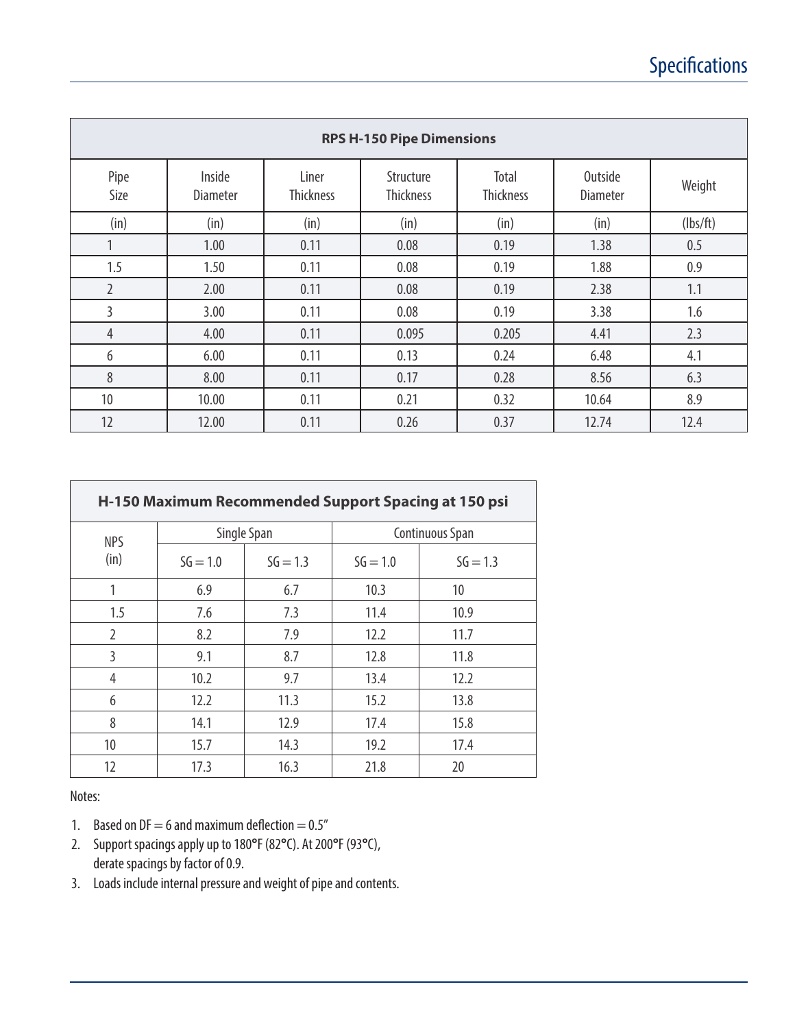# Specifications

| RPS H-150 Pipe Dimensions | | | | | | |
|---|---|---|---|---|---|---|
| Pipe Size | Inside Diameter | Liner Thickness | Structure Thickness | Total Thickness | Outside Diameter | Weight |
| (in) | (in) | (in) | (in) | (in) | (in) | (lbs/ft) |
| 1 | 1.00 | 0.11 | 0.08 | 0.19 | 1.38 | 0.5 |
| 1.5 | 1.50 | 0.11 | 0.08 | 0.19 | 1.88 | 0.9 |
| 2 | 2.00 | 0.11 | 0.08 | 0.19 | 2.38 | 1.1 |
| 3 | 3.00 | 0.11 | 0.08 | 0.19 | 3.38 | 1.6 |
| 4 | 4.00 | 0.11 | 0.095 | 0.205 | 4.41 | 2.3 |
| 6 | 6.00 | 0.11 | 0.13 | 0.24 | 6.48 | 4.1 |
| 8 | 8.00 | 0.11 | 0.17 | 0.28 | 8.56 | 6.3 |
| 10 | 10.00 | 0.11 | 0.21 | 0.32 | 10.64 | 8.9 |
| 12 | 12.00 | 0.11 | 0.26 | 0.37 | 12.74 | 12.4 |

| H-150 Maximum Recommended Support Spacing at 150 psi | | | | |
|---|---|---|---|---|
| NPS (in) | Single Span | | Continuous Span | |
| | SG = 1.0 | SG = 1.3 | SG = 1.0 | SG = 1.3 |
| 1 | 6.9 | 6.7 | 10.3 | 10 |
| 1.5 | 7.6 | 7.3 | 11.4 | 10.9 |
| 2 | 8.2 | 7.9 | 12.2 | 11.7 |
| 3 | 9.1 | 8.7 | 12.8 | 11.8 |
| 4 | 10.2 | 9.7 | 13.4 | 12.2 |
| 6 | 12.2 | 11.3 | 15.2 | 13.8 |
| 8 | 14.1 | 12.9 | 17.4 | 15.8 |
| 10 | 15.7 | 14.3 | 19.2 | 17.4 |
| 12 | 17.3 | 16.3 | 21.8 | 20 |

Notes:

1. Based on DF = 6 and maximum deflection = 0.5″
2. Support spacings apply up to 180°F (82°C). At 200°F (93°C), derate spacings by factor of 0.9.
3. Loads include internal pressure and weight of pipe and contents.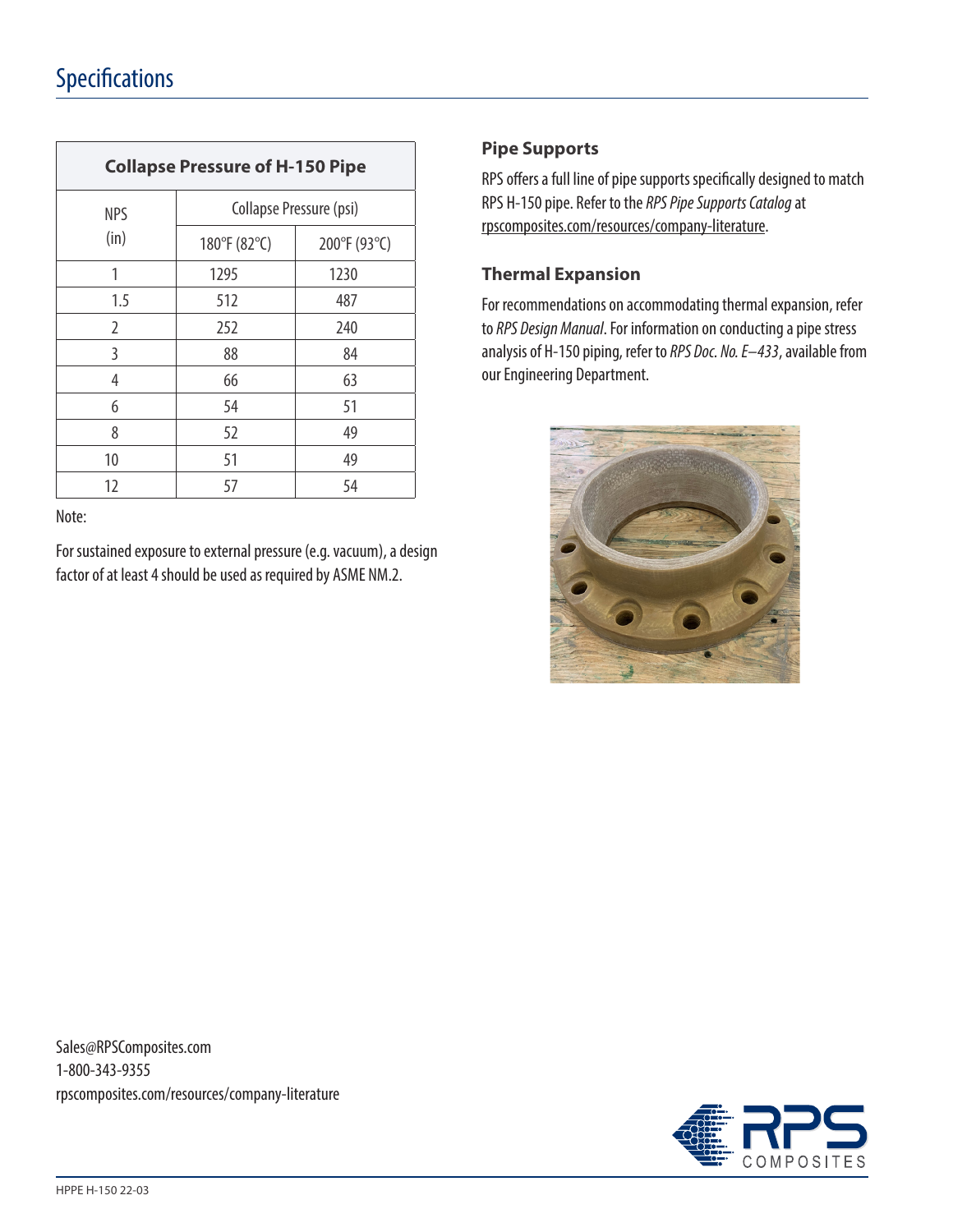## Specifications

| Collapse Pressure of H-150 Pipe | | |
|---|---|---|
| NPS (in) | Collapse Pressure (psi) | |
| | 180°F (82°C) | 200°F (93°C) |
| 1 | 1295 | 1230 |
| 1.5 | 512 | 487 |
| 2 | 252 | 240 |
| 3 | 88 | 84 |
| 4 | 66 | 63 |
| 6 | 54 | 51 |
| 8 | 52 | 49 |
| 10 | 51 | 49 |
| 12 | 57 | 54 |

Note:

For sustained exposure to external pressure (e.g. vacuum), a design factor of at least 4 should be used as required by ASME NM.2.

### Pipe Supports

RPS offers a full line of pipe supports specifically designed to match RPS H-150 pipe. Refer to the *RPS Pipe Supports Catalog* at rpscomposites.com/resources/company-literature.

### Thermal Expansion

For recommendations on accommodating thermal expansion, refer to *RPS Design Manual*. For information on conducting a pipe stress analysis of H-150 piping, refer to *RPS Doc. No. E–433*, available from our Engineering Department.

Sales@RPSComposites.com
1-800-343-9355
rpscomposites.com/resources/company-literature

HPPE H-150 22-03